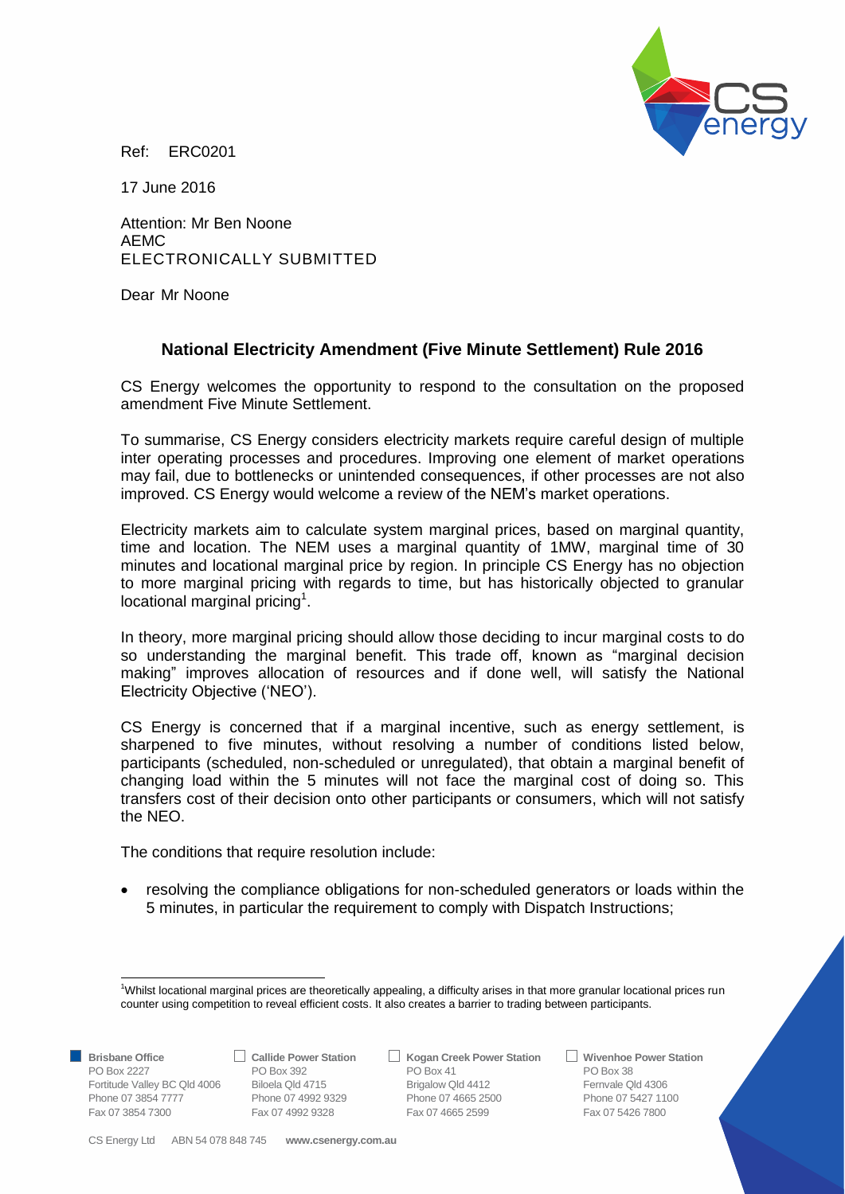Ref: ERC0201

17 June 2016

Attention: Mr Ben Noone
AEMC
ELECTRONICALLY SUBMITTED

Dear Mr Noone

## National Electricity Amendment (Five Minute Settlement) Rule 2016

CS Energy welcomes the opportunity to respond to the consultation on the proposed amendment Five Minute Settlement.

To summarise, CS Energy considers electricity markets require careful design of multiple inter operating processes and procedures. Improving one element of market operations may fail, due to bottlenecks or unintended consequences, if other processes are not also improved. CS Energy would welcome a review of the NEM's market operations.

Electricity markets aim to calculate system marginal prices, based on marginal quantity, time and location. The NEM uses a marginal quantity of 1MW, marginal time of 30 minutes and locational marginal price by region. In principle CS Energy has no objection to more marginal pricing with regards to time, but has historically objected to granular locational marginal pricing[1].

In theory, more marginal pricing should allow those deciding to incur marginal costs to do so understanding the marginal benefit. This trade off, known as "marginal decision making" improves allocation of resources and if done well, will satisfy the National Electricity Objective ('NEO').

CS Energy is concerned that if a marginal incentive, such as energy settlement, is sharpened to five minutes, without resolving a number of conditions listed below, participants (scheduled, non-scheduled or unregulated), that obtain a marginal benefit of changing load within the 5 minutes will not face the marginal cost of doing so. This transfers cost of their decision onto other participants or consumers, which will not satisfy the NEO.

The conditions that require resolution include:

- resolving the compliance obligations for non-scheduled generators or loads within the 5 minutes, in particular the requirement to comply with Dispatch Instructions;

[1] Whilst locational marginal prices are theoretically appealing, a difficulty arises in that more granular locational prices run counter using competition to reveal efficient costs. It also creates a barrier to trading between participants.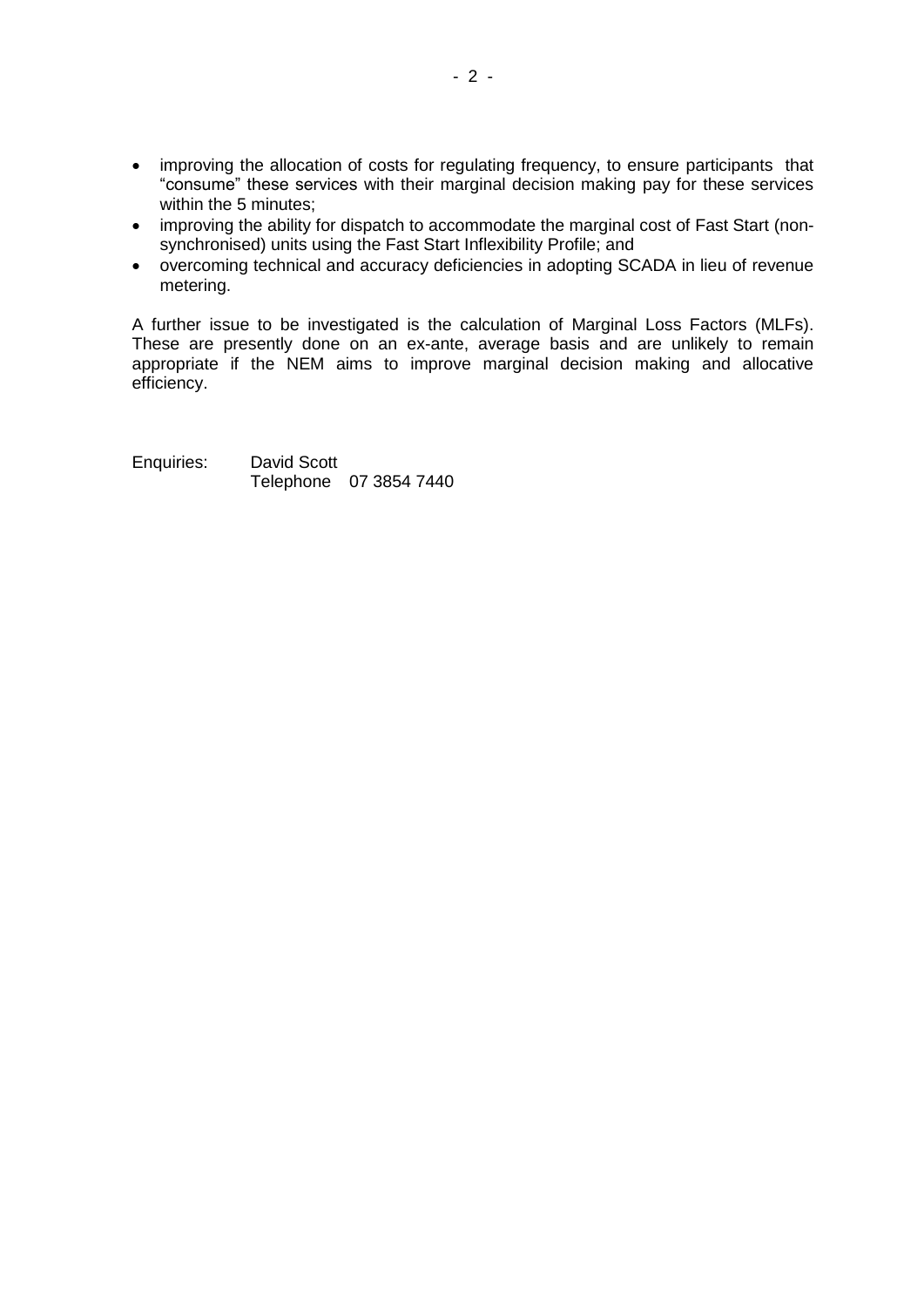- improving the allocation of costs for regulating frequency, to ensure participants that "consume" these services with their marginal decision making pay for these services within the 5 minutes;
- improving the ability for dispatch to accommodate the marginal cost of Fast Start (non-synchronised) units using the Fast Start Inflexibility Profile; and
- overcoming technical and accuracy deficiencies in adopting SCADA in lieu of revenue metering.

A further issue to be investigated is the calculation of Marginal Loss Factors (MLFs). These are presently done on an ex-ante, average basis and are unlikely to remain appropriate if the NEM aims to improve marginal decision making and allocative efficiency.

Enquiries: David Scott
Telephone 07 3854 7440